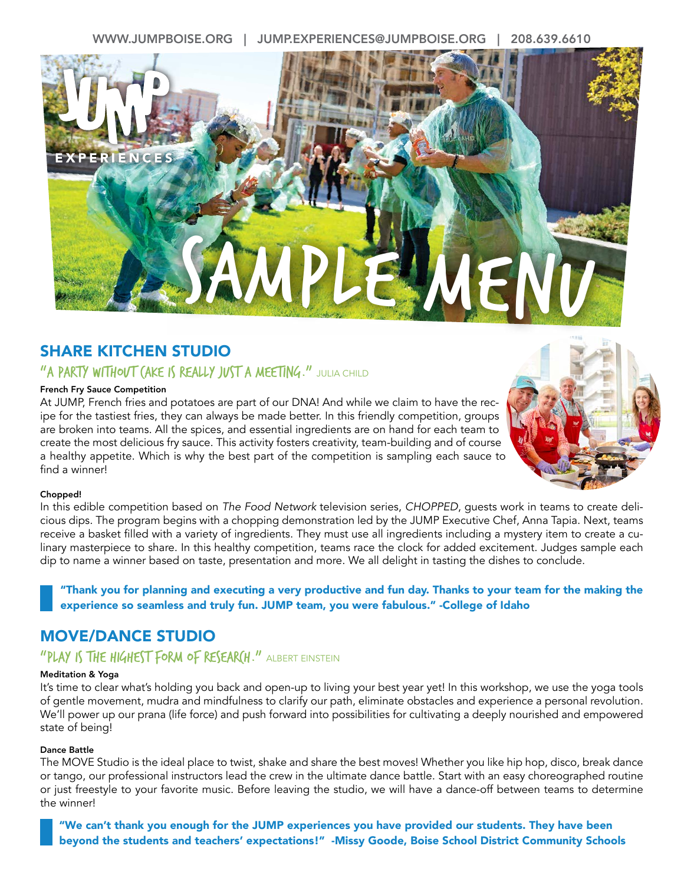WWW.JUMPBOISE.ORG | JUMP.EXPERIENCES@JUMPBOISE.ORG | 208.639.6610

# JUMP EXPERIENCES

# SAMPLE MENU

## SHARE KITCHEN STUDIO

### "A PARTY WITHOUT CAKE IS REALLY JUST A MEETING." JULIA CHILD

**French Fry Sauce Competition**

At JUMP, French fries and potatoes are part of our DNA! And while we claim to have the recipe for the tastiest fries, they can always be made better. In this friendly competition, groups are broken into teams. All the spices, and essential ingredients are on hand for each team to create the most delicious fry sauce. This activity fosters creativity, team-building and of course a healthy appetite. Which is why the best part of the competition is sampling each sauce to find a winner!

**Chopped!**

In this edible competition based on *The Food Network* television series, *CHOPPED*, guests work in teams to create delicious dips. The program begins with a chopping demonstration led by the JUMP Executive Chef, Anna Tapia. Next, teams receive a basket filled with a variety of ingredients. They must use all ingredients including a mystery item to create a culinary masterpiece to share. In this healthy competition, teams race the clock for added excitement. Judges sample each dip to name a winner based on taste, presentation and more. We all delight in tasting the dishes to conclude.

> **"Thank you for planning and executing a very productive and fun day. Thanks to your team for the making the experience so seamless and truly fun. JUMP team, you were fabulous." -College of Idaho**

## MOVE/DANCE STUDIO

### "PLAY IS THE HIGHEST FORM OF RESEARCH." ALBERT EINSTEIN

**Meditation & Yoga**

It's time to clear what's holding you back and open-up to living your best year yet! In this workshop, we use the yoga tools of gentle movement, mudra and mindfulness to clarify our path, eliminate obstacles and experience a personal revolution. We'll power up our prana (life force) and push forward into possibilities for cultivating a deeply nourished and empowered state of being!

**Dance Battle**

The MOVE Studio is the ideal place to twist, shake and share the best moves! Whether you like hip hop, disco, break dance or tango, our professional instructors lead the crew in the ultimate dance battle. Start with an easy choreographed routine or just freestyle to your favorite music. Before leaving the studio, we will have a dance-off between teams to determine the winner!

> **"We can't thank you enough for the JUMP experiences you have provided our students. They have been beyond the students and teachers' expectations!" -Missy Goode, Boise School District Community Schools**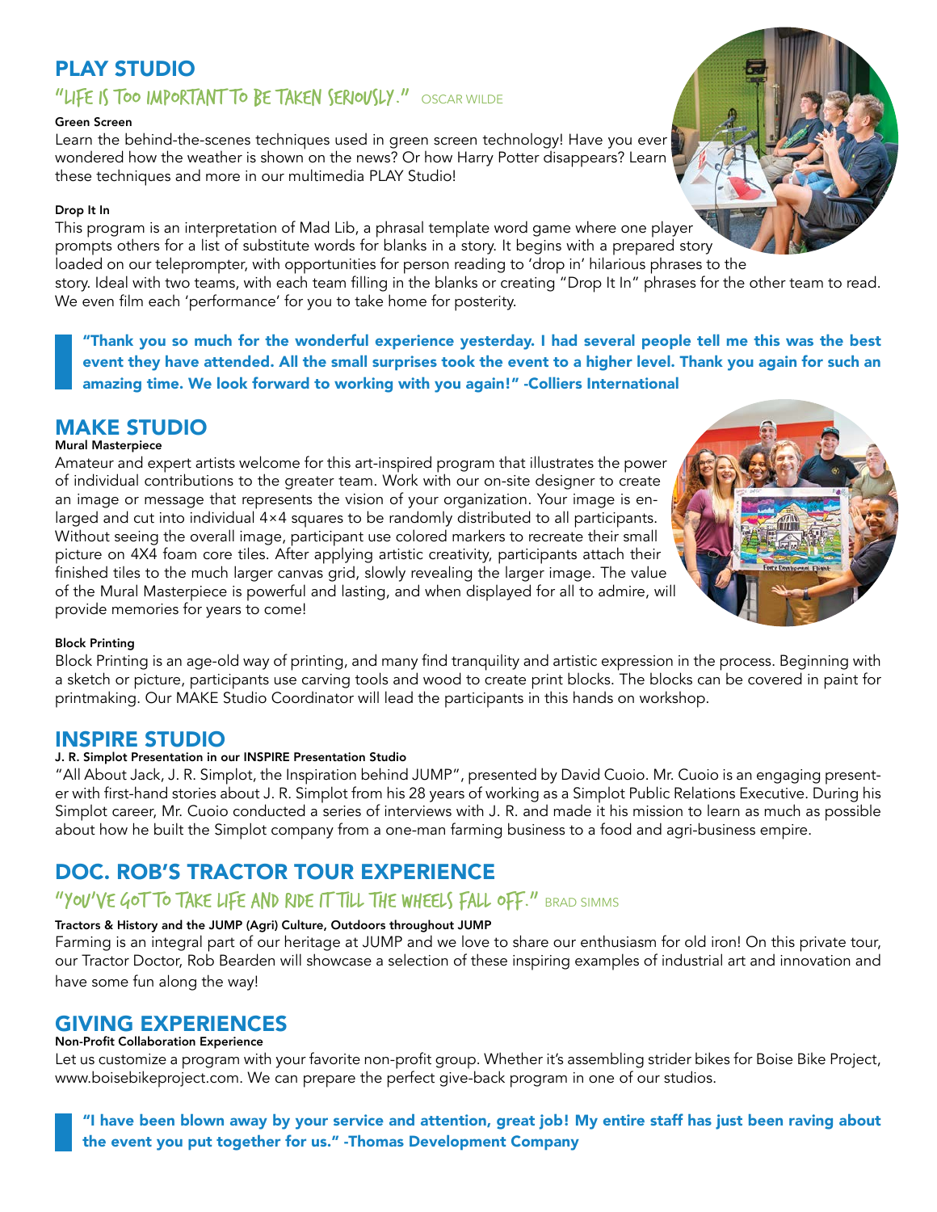## PLAY STUDIO

"LIFE IS TOO IMPORTANT TO BE TAKEN SERIOUSLY." OSCAR WILDE

**Green Screen**

Learn the behind-the-scenes techniques used in green screen technology! Have you ever wondered how the weather is shown on the news? Or how Harry Potter disappears? Learn these techniques and more in our multimedia PLAY Studio!

**Drop It In**

This program is an interpretation of Mad Lib, a phrasal template word game where one player prompts others for a list of substitute words for blanks in a story. It begins with a prepared story loaded on our teleprompter, with opportunities for person reading to 'drop in' hilarious phrases to the story. Ideal with two teams, with each team filling in the blanks or creating "Drop It In" phrases for the other team to read. We even film each 'performance' for you to take home for posterity.

> **"Thank you so much for the wonderful experience yesterday. I had several people tell me this was the best event they have attended. All the small surprises took the event to a higher level. Thank you again for such an amazing time. We look forward to working with you again!" -Colliers International**

## MAKE STUDIO

**Mural Masterpiece**

Amateur and expert artists welcome for this art-inspired program that illustrates the power of individual contributions to the greater team. Work with our on-site designer to create an image or message that represents the vision of your organization. Your image is enlarged and cut into individual 4×4 squares to be randomly distributed to all participants. Without seeing the overall image, participant use colored markers to recreate their small picture on 4X4 foam core tiles. After applying artistic creativity, participants attach their finished tiles to the much larger canvas grid, slowly revealing the larger image. The value of the Mural Masterpiece is powerful and lasting, and when displayed for all to admire, will provide memories for years to come!

**Block Printing**

Block Printing is an age-old way of printing, and many find tranquility and artistic expression in the process. Beginning with a sketch or picture, participants use carving tools and wood to create print blocks. The blocks can be covered in paint for printmaking. Our MAKE Studio Coordinator will lead the participants in this hands on workshop.

## INSPIRE STUDIO

**J. R. Simplot Presentation in our INSPIRE Presentation Studio**

"All About Jack, J. R. Simplot, the Inspiration behind JUMP", presented by David Cuoio. Mr. Cuoio is an engaging presenter with first-hand stories about J. R. Simplot from his 28 years of working as a Simplot Public Relations Executive. During his Simplot career, Mr. Cuoio conducted a series of interviews with J. R. and made it his mission to learn as much as possible about how he built the Simplot company from a one-man farming business to a food and agri-business empire.

## DOC. ROB'S TRACTOR TOUR EXPERIENCE

"YOU'VE GOT TO TAKE LIFE AND RIDE IT TILL THE WHEELS FALL OFF." BRAD SIMMS

**Tractors & History and the JUMP (Agri) Culture, Outdoors throughout JUMP**

Farming is an integral part of our heritage at JUMP and we love to share our enthusiasm for old iron! On this private tour, our Tractor Doctor, Rob Bearden will showcase a selection of these inspiring examples of industrial art and innovation and have some fun along the way!

## GIVING EXPERIENCES

**Non-Profit Collaboration Experience**

Let us customize a program with your favorite non-profit group. Whether it's assembling strider bikes for Boise Bike Project, www.boisebikeproject.com. We can prepare the perfect give-back program in one of our studios.

> **"I have been blown away by your service and attention, great job! My entire staff has just been raving about the event you put together for us." -Thomas Development Company**